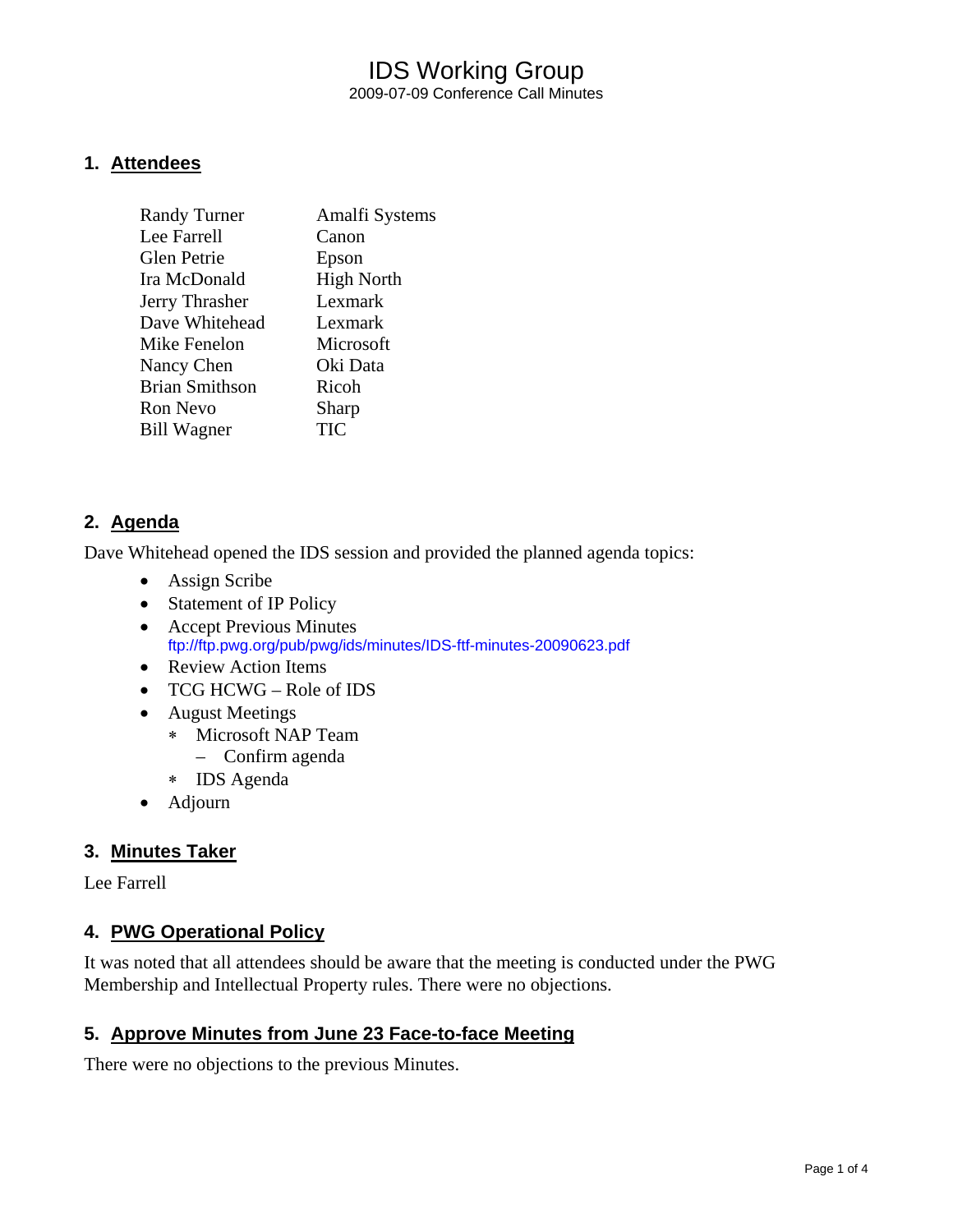# IDS Working Group

2009-07-09 Conference Call Minutes

## 1. Attendees

| | |
|---|---|
| Randy Turner | Amalfi Systems |
| Lee Farrell | Canon |
| Glen Petrie | Epson |
| Ira McDonald | High North |
| Jerry Thrasher | Lexmark |
| Dave Whitehead | Lexmark |
| Mike Fenelon | Microsoft |
| Nancy Chen | Oki Data |
| Brian Smithson | Ricoh |
| Ron Nevo | Sharp |
| Bill Wagner | TIC |

## 2. Agenda

Dave Whitehead opened the IDS session and provided the planned agenda topics:

- Assign Scribe
- Statement of IP Policy
- Accept Previous Minutes
  ftp://ftp.pwg.org/pub/pwg/ids/minutes/IDS-ftf-minutes-20090623.pdf
- Review Action Items
- TCG HCWG – Role of IDS
- August Meetings
  - Microsoft NAP Team
    - Confirm agenda
  - IDS Agenda
- Adjourn

## 3. Minutes Taker

Lee Farrell

## 4. PWG Operational Policy

It was noted that all attendees should be aware that the meeting is conducted under the PWG Membership and Intellectual Property rules. There were no objections.

## 5. Approve Minutes from June 23 Face-to-face Meeting

There were no objections to the previous Minutes.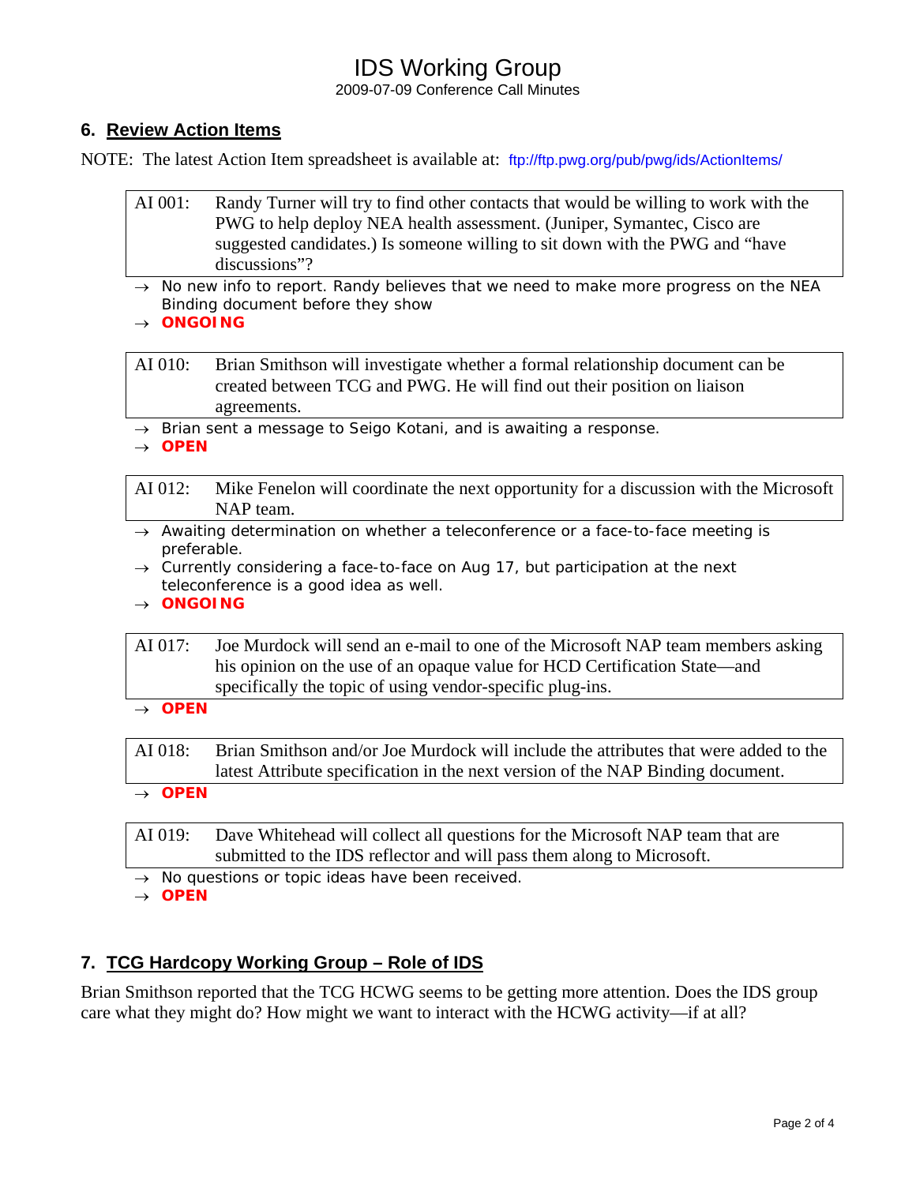## 6. Review Action Items

NOTE: The latest Action Item spreadsheet is available at: ftp://ftp.pwg.org/pub/pwg/ids/ActionItems/

| AI 001: | Randy Turner will try to find other contacts that would be willing to work with the PWG to help deploy NEA health assessment. (Juniper, Symantec, Cisco are suggested candidates.) Is someone willing to sit down with the PWG and "have discussions"? |
|---|---|

- → No new info to report. Randy believes that we need to make more progress on the NEA Binding document before they show
- → **ONGOING**

| AI 010: | Brian Smithson will investigate whether a formal relationship document can be created between TCG and PWG. He will find out their position on liaison agreements. |
|---|---|

- → Brian sent a message to Seigo Kotani, and is awaiting a response.
- → **OPEN**

| AI 012: | Mike Fenelon will coordinate the next opportunity for a discussion with the Microsoft NAP team. |
|---|---|

- → Awaiting determination on whether a teleconference or a face-to-face meeting is preferable.
- → Currently considering a face-to-face on Aug 17, but participation at the next teleconference is a good idea as well.
- → **ONGOING**

| AI 017: | Joe Murdock will send an e-mail to one of the Microsoft NAP team members asking his opinion on the use of an opaque value for HCD Certification State—and specifically the topic of using vendor-specific plug-ins. |
|---|---|

- → **OPEN**

| AI 018: | Brian Smithson and/or Joe Murdock will include the attributes that were added to the latest Attribute specification in the next version of the NAP Binding document. |
|---|---|

- → **OPEN**

| AI 019: | Dave Whitehead will collect all questions for the Microsoft NAP team that are submitted to the IDS reflector and will pass them along to Microsoft. |
|---|---|

- → No questions or topic ideas have been received.
- → **OPEN**

## 7. TCG Hardcopy Working Group – Role of IDS

Brian Smithson reported that the TCG HCWG seems to be getting more attention. Does the IDS group care what they might do? How might we want to interact with the HCWG activity—if at all?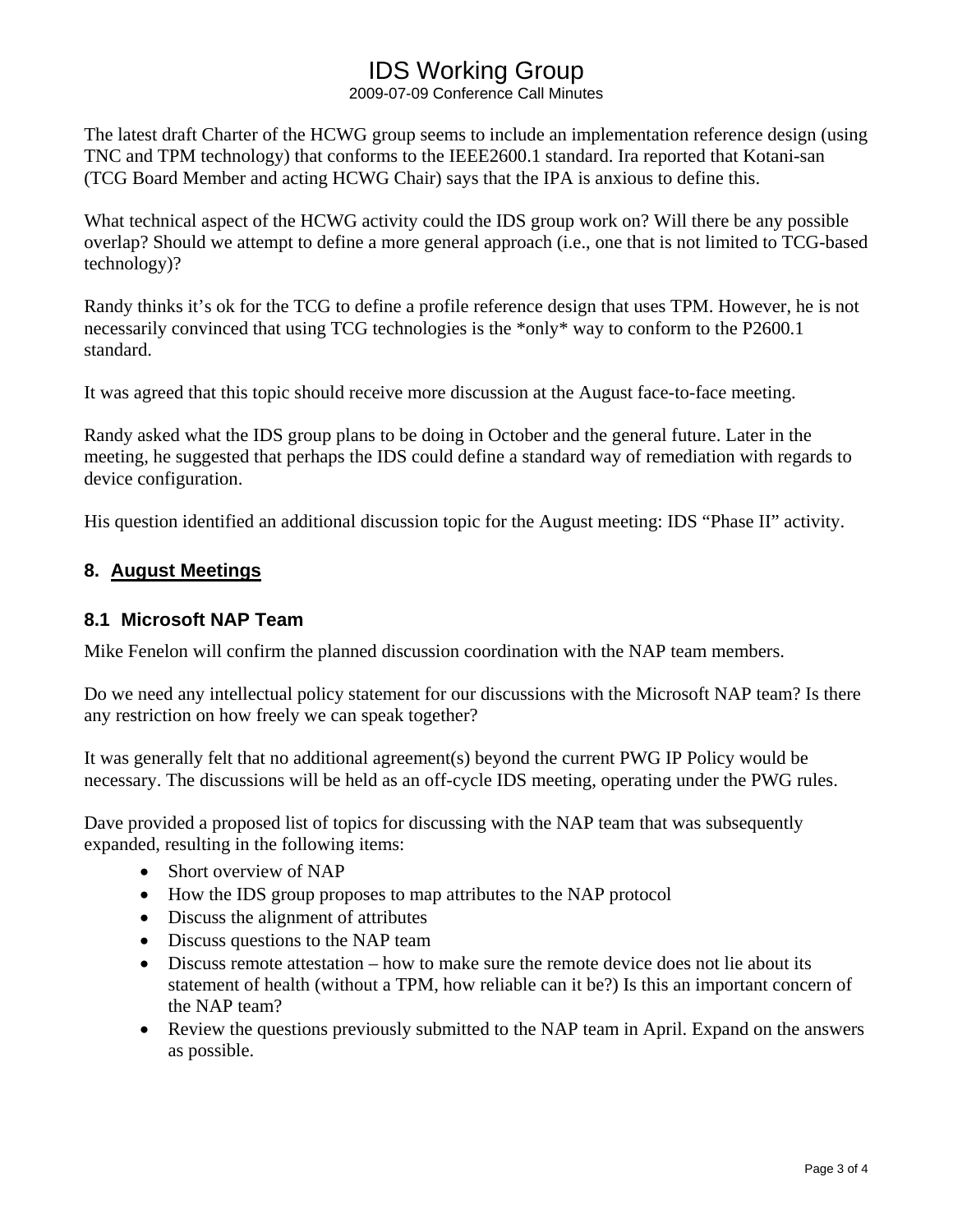The latest draft Charter of the HCWG group seems to include an implementation reference design (using TNC and TPM technology) that conforms to the IEEE2600.1 standard. Ira reported that Kotani-san (TCG Board Member and acting HCWG Chair) says that the IPA is anxious to define this.

What technical aspect of the HCWG activity could the IDS group work on? Will there be any possible overlap? Should we attempt to define a more general approach (i.e., one that is not limited to TCG-based technology)?

Randy thinks it's ok for the TCG to define a profile reference design that uses TPM. However, he is not necessarily convinced that using TCG technologies is the *only* way to conform to the P2600.1 standard.

It was agreed that this topic should receive more discussion at the August face-to-face meeting.

Randy asked what the IDS group plans to be doing in October and the general future. Later in the meeting, he suggested that perhaps the IDS could define a standard way of remediation with regards to device configuration.

His question identified an additional discussion topic for the August meeting: IDS "Phase II" activity.

## 8. August Meetings

### 8.1 Microsoft NAP Team

Mike Fenelon will confirm the planned discussion coordination with the NAP team members.

Do we need any intellectual policy statement for our discussions with the Microsoft NAP team? Is there any restriction on how freely we can speak together?

It was generally felt that no additional agreement(s) beyond the current PWG IP Policy would be necessary. The discussions will be held as an off-cycle IDS meeting, operating under the PWG rules.

Dave provided a proposed list of topics for discussing with the NAP team that was subsequently expanded, resulting in the following items:

- Short overview of NAP
- How the IDS group proposes to map attributes to the NAP protocol
- Discuss the alignment of attributes
- Discuss questions to the NAP team
- Discuss remote attestation – how to make sure the remote device does not lie about its statement of health (without a TPM, how reliable can it be?) Is this an important concern of the NAP team?
- Review the questions previously submitted to the NAP team in April. Expand on the answers as possible.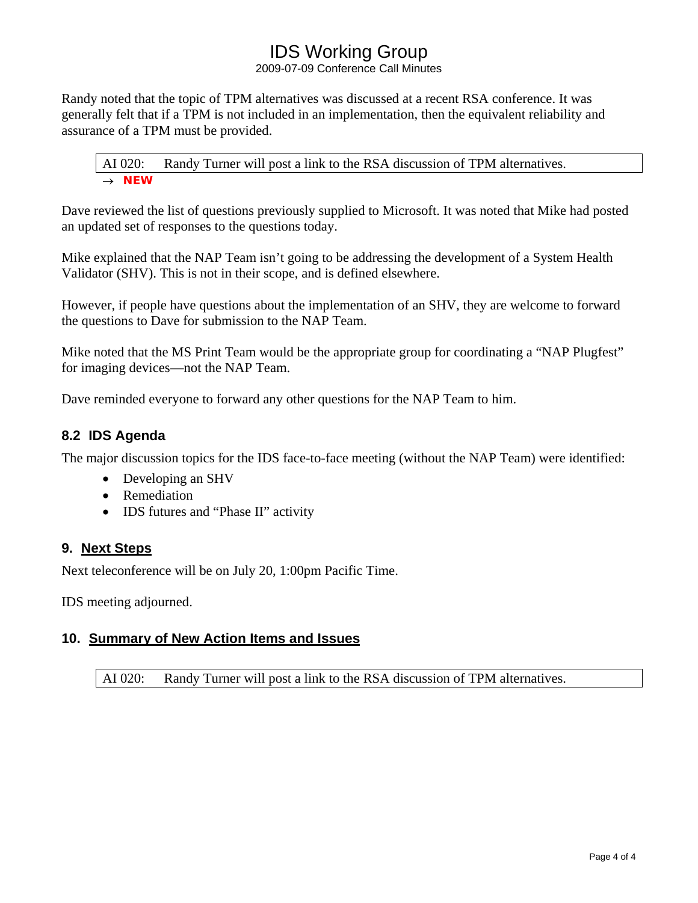Randy noted that the topic of TPM alternatives was discussed at a recent RSA conference. It was generally felt that if a TPM is not included in an implementation, then the equivalent reliability and assurance of a TPM must be provided.

| | |
|---|---|
| AI 020: | Randy Turner will post a link to the RSA discussion of TPM alternatives. |

→ **NEW**

Dave reviewed the list of questions previously supplied to Microsoft. It was noted that Mike had posted an updated set of responses to the questions today.

Mike explained that the NAP Team isn't going to be addressing the development of a System Health Validator (SHV). This is not in their scope, and is defined elsewhere.

However, if people have questions about the implementation of an SHV, they are welcome to forward the questions to Dave for submission to the NAP Team.

Mike noted that the MS Print Team would be the appropriate group for coordinating a "NAP Plugfest" for imaging devices—not the NAP Team.

Dave reminded everyone to forward any other questions for the NAP Team to him.

### 8.2 IDS Agenda

The major discussion topics for the IDS face-to-face meeting (without the NAP Team) were identified:

- Developing an SHV
- Remediation
- IDS futures and "Phase II" activity

## 9. Next Steps

Next teleconference will be on July 20, 1:00pm Pacific Time.

IDS meeting adjourned.

## 10. Summary of New Action Items and Issues

| | |
|---|---|
| AI 020: | Randy Turner will post a link to the RSA discussion of TPM alternatives. |